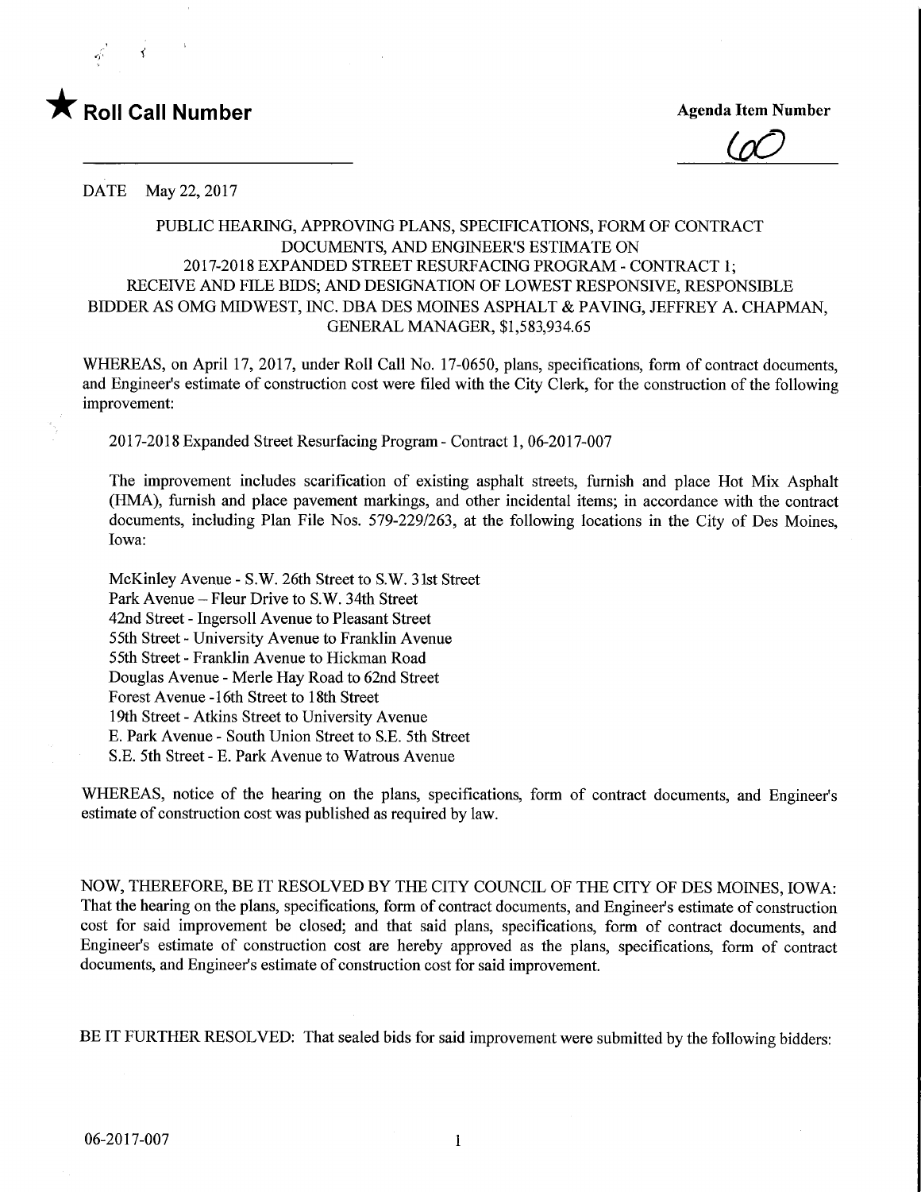★ **Roll Call Number**

**Agenda Item Number**

60

DATE May 22, 2017

PUBLIC HEARING, APPROVING PLANS, SPECIFICATIONS, FORM OF CONTRACT DOCUMENTS, AND ENGINEER'S ESTIMATE ON 2017-2018 EXPANDED STREET RESURFACING PROGRAM - CONTRACT 1; RECEIVE AND FILE BIDS; AND DESIGNATION OF LOWEST RESPONSIVE, RESPONSIBLE BIDDER AS OMG MIDWEST, INC. DBA DES MOINES ASPHALT & PAVING, JEFFREY A. CHAPMAN, GENERAL MANAGER, $1,583,934.65

WHEREAS, on April 17, 2017, under Roll Call No. 17-0650, plans, specifications, form of contract documents, and Engineer's estimate of construction cost were filed with the City Clerk, for the construction of the following improvement:

2017-2018 Expanded Street Resurfacing Program - Contract 1, 06-2017-007

The improvement includes scarification of existing asphalt streets, furnish and place Hot Mix Asphalt (HMA), furnish and place pavement markings, and other incidental items; in accordance with the contract documents, including Plan File Nos. 579-229/263, at the following locations in the City of Des Moines, Iowa:

McKinley Avenue - S.W. 26th Street to S.W. 31st Street
Park Avenue – Fleur Drive to S.W. 34th Street
42nd Street - Ingersoll Avenue to Pleasant Street
55th Street - University Avenue to Franklin Avenue
55th Street - Franklin Avenue to Hickman Road
Douglas Avenue - Merle Hay Road to 62nd Street
Forest Avenue -16th Street to 18th Street
19th Street - Atkins Street to University Avenue
E. Park Avenue - South Union Street to S.E. 5th Street
S.E. 5th Street - E. Park Avenue to Watrous Avenue

WHEREAS, notice of the hearing on the plans, specifications, form of contract documents, and Engineer's estimate of construction cost was published as required by law.

NOW, THEREFORE, BE IT RESOLVED BY THE CITY COUNCIL OF THE CITY OF DES MOINES, IOWA: That the hearing on the plans, specifications, form of contract documents, and Engineer's estimate of construction cost for said improvement be closed; and that said plans, specifications, form of contract documents, and Engineer's estimate of construction cost are hereby approved as the plans, specifications, form of contract documents, and Engineer's estimate of construction cost for said improvement.

BE IT FURTHER RESOLVED: That sealed bids for said improvement were submitted by the following bidders:

06-2017-007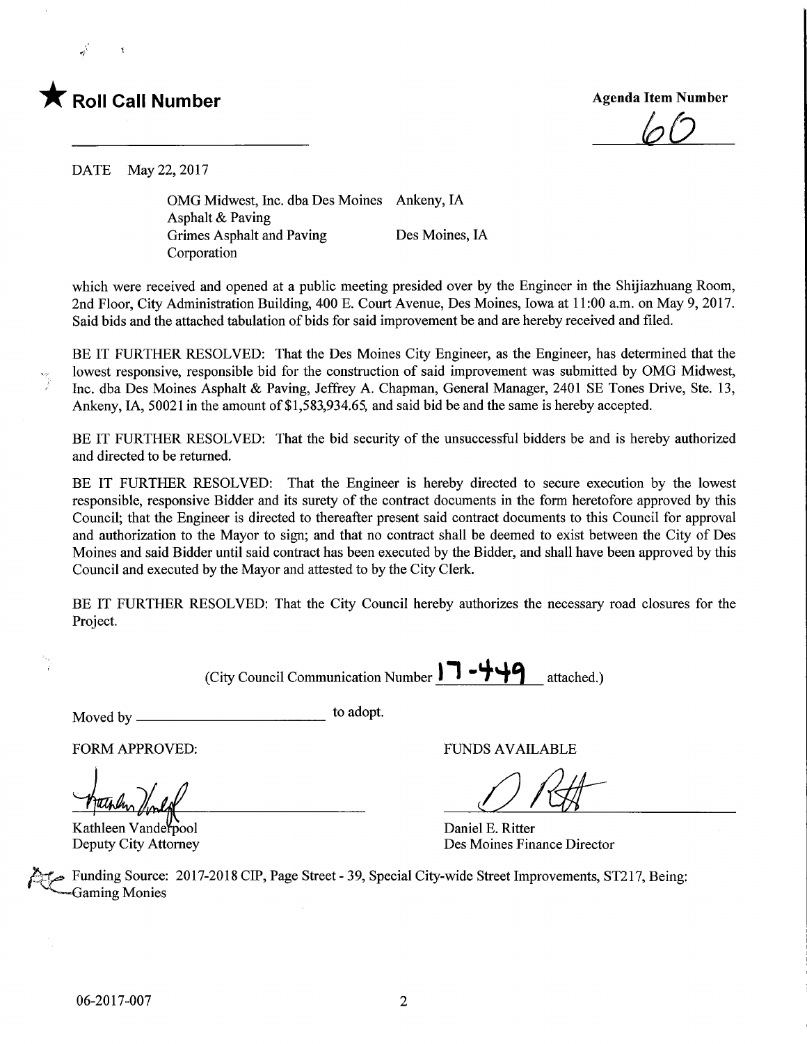★ **Roll Call Number**

**Agenda Item Number**

60

DATE May 22, 2017

| | |
|---|---|
| OMG Midwest, Inc. dba Des Moines Asphalt & Paving | Ankeny, IA |
| Grimes Asphalt and Paving Corporation | Des Moines, IA |

which were received and opened at a public meeting presided over by the Engineer in the Shijiazhuang Room, 2nd Floor, City Administration Building, 400 E. Court Avenue, Des Moines, Iowa at 11:00 a.m. on May 9, 2017. Said bids and the attached tabulation of bids for said improvement be and are hereby received and filed.

BE IT FURTHER RESOLVED: That the Des Moines City Engineer, as the Engineer, has determined that the lowest responsive, responsible bid for the construction of said improvement was submitted by OMG Midwest, Inc. dba Des Moines Asphalt & Paving, Jeffrey A. Chapman, General Manager, 2401 SE Tones Drive, Ste. 13, Ankeny, IA, 50021 in the amount of $1,583,934.65, and said bid be and the same is hereby accepted.

BE IT FURTHER RESOLVED: That the bid security of the unsuccessful bidders be and is hereby authorized and directed to be returned.

BE IT FURTHER RESOLVED: That the Engineer is hereby directed to secure execution by the lowest responsible, responsive Bidder and its surety of the contract documents in the form heretofore approved by this Council; that the Engineer is directed to thereafter present said contract documents to this Council for approval and authorization to the Mayor to sign; and that no contract shall be deemed to exist between the City of Des Moines and said Bidder until said contract has been executed by the Bidder, and shall have been approved by this Council and executed by the Mayor and attested to by the City Clerk.

BE IT FURTHER RESOLVED: That the City Council hereby authorizes the necessary road closures for the Project.

(City Council Communication Number 17-449 attached.)

Moved by ______________________ to adopt.

FORM APPROVED:

Kathleen Vanderpool
Deputy City Attorney

FUNDS AVAILABLE

Daniel E. Ritter
Des Moines Finance Director

Funding Source: 2017-2018 CIP, Page Street - 39, Special City-wide Street Improvements, ST217, Being: Gaming Monies

06-2017-007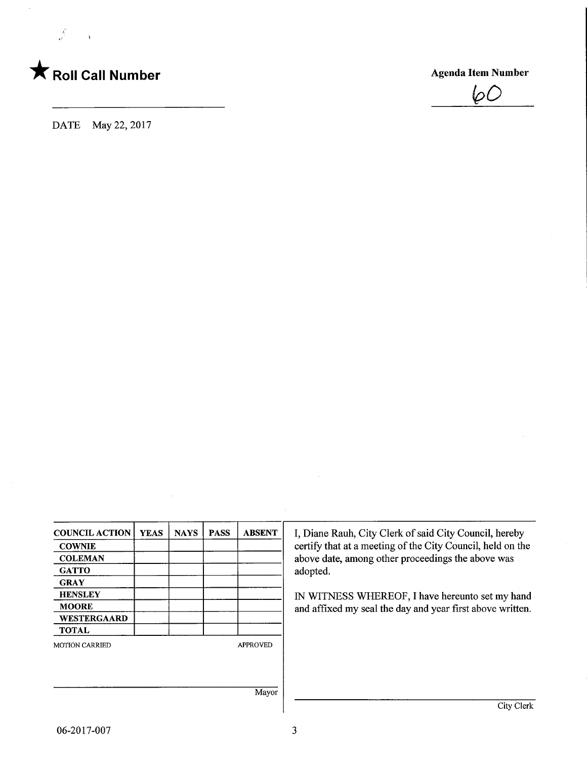★ **Roll Call Number**

**Agenda Item Number**

60

DATE May 22, 2017

| COUNCIL ACTION | YEAS | NAYS | PASS | ABSENT |
|---|---|---|---|---|
| COWNIE | | | | |
| COLEMAN | | | | |
| GATTO | | | | |
| GRAY | | | | |
| HENSLEY | | | | |
| MOORE | | | | |
| WESTERGAARD | | | | |
| TOTAL | | | | |

MOTION CARRIED APPROVED

Mayor

I, Diane Rauh, City Clerk of said City Council, hereby certify that at a meeting of the City Council, held on the above date, among other proceedings the above was adopted.

IN WITNESS WHEREOF, I have hereunto set my hand and affixed my seal the day and year first above written.

City Clerk

06-2017-007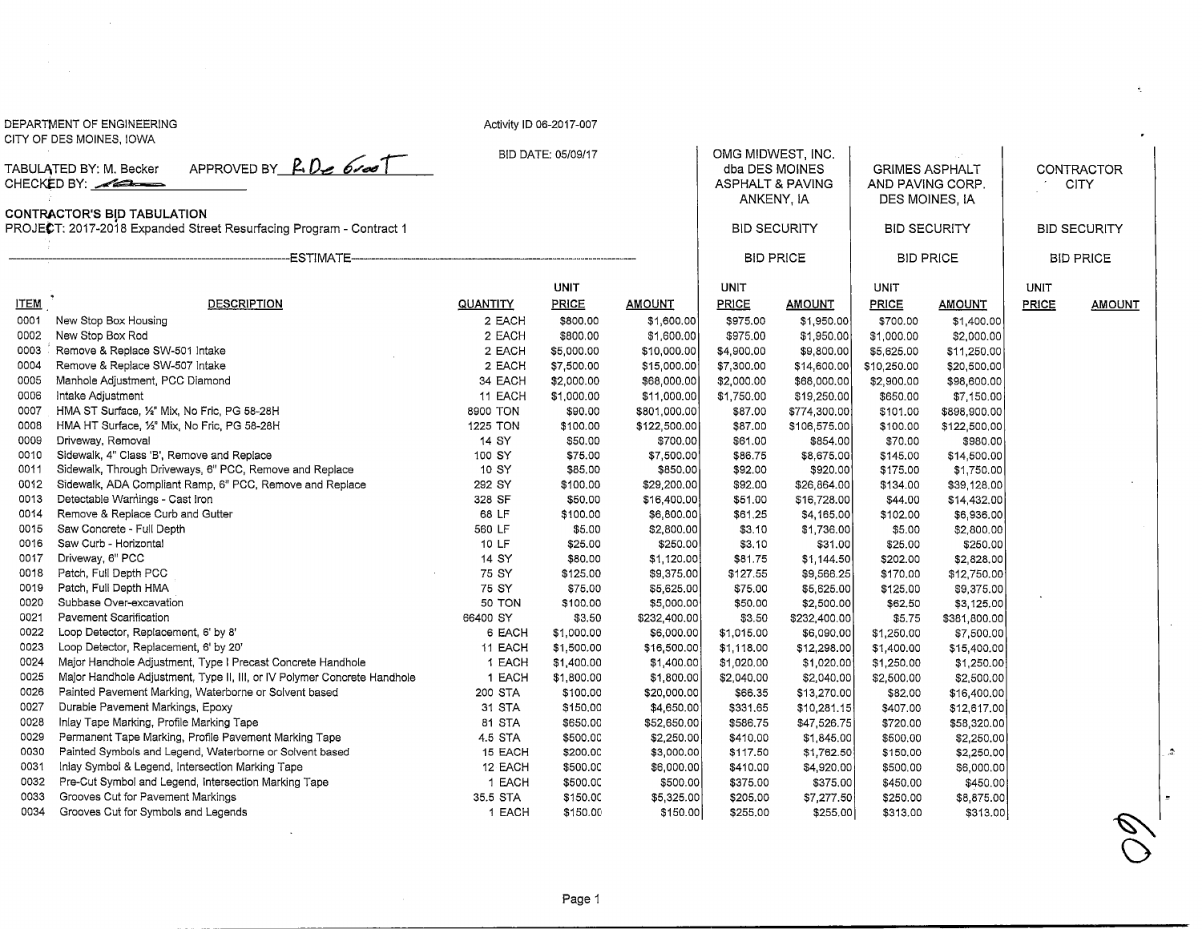DEPARTMENT OF ENGINEERING
CITY OF DES MOINES, IOWA

Activity ID 06-2017-007

BID DATE: 05/09/17

TABULATED BY: M. Becker APPROVED BY R. De Groot
CHECKED BY:

**CONTRACTOR'S BID TABULATION**
PROJECT: 2017-2018 Expanded Street Resurfacing Program - Contract 1

| | | ESTIMATE | | | OMG MIDWEST, INC. dba DES MOINES ASPHALT & PAVING ANKENY, IA | | GRIMES ASPHALT AND PAVING CORP. DES MOINES, IA | | CONTRACTOR CITY | |
|---|---|---|---|---|---|---|---|---|---|---|
| | | | | | BID SECURITY | | BID SECURITY | | BID SECURITY | |
| | | | | | BID PRICE | | BID PRICE | | BID PRICE | |
| ITEM | DESCRIPTION | QUANTITY | UNIT PRICE | AMOUNT | UNIT PRICE | AMOUNT | UNIT PRICE | AMOUNT | UNIT PRICE | AMOUNT |
| 0001 | New Stop Box Housing | 2 EACH | $800.00 | $1,600.00 | $975.00 | $1,950.00 | $700.00 | $1,400.00 | | |
| 0002 | New Stop Box Rod | 2 EACH | $800.00 | $1,600.00 | $975.00 | $1,950.00 | $1,000.00 | $2,000.00 | | |
| 0003 | Remove & Replace SW-501 Intake | 2 EACH | $5,000.00 | $10,000.00 | $4,900.00 | $9,800.00 | $5,625.00 | $11,250.00 | | |
| 0004 | Remove & Replace SW-507 Intake | 2 EACH | $7,500.00 | $15,000.00 | $7,300.00 | $14,600.00 | $10,250.00 | $20,500.00 | | |
| 0005 | Manhole Adjustment, PCC Diamond | 34 EACH | $2,000.00 | $68,000.00 | $2,000.00 | $68,000.00 | $2,900.00 | $98,600.00 | | |
| 0006 | Intake Adjustment | 11 EACH | $1,000.00 | $11,000.00 | $1,750.00 | $19,250.00 | $650.00 | $7,150.00 | | |
| 0007 | HMA ST Surface, ½" Mix, No Fric, PG 58-28H | 8900 TON | $90.00 | $801,000.00 | $87.00 | $774,300.00 | $101.00 | $898,900.00 | | |
| 0008 | HMA HT Surface, ½" Mix, No Fric, PG 58-28H | 1225 TON | $100.00 | $122,500.00 | $87.00 | $106,575.00 | $100.00 | $122,500.00 | | |
| 0009 | Driveway, Removal | 14 SY | $50.00 | $700.00 | $61.00 | $854.00 | $70.00 | $980.00 | | |
| 0010 | Sidewalk, 4" Class 'B', Remove and Replace | 100 SY | $75.00 | $7,500.00 | $86.75 | $8,675.00 | $145.00 | $14,500.00 | | |
| 0011 | Sidewalk, Through Driveways, 6" PCC, Remove and Replace | 10 SY | $85.00 | $850.00 | $92.00 | $920.00 | $175.00 | $1,750.00 | | |
| 0012 | Sidewalk, ADA Compliant Ramp, 6" PCC, Remove and Replace | 292 SY | $100.00 | $29,200.00 | $92.00 | $26,864.00 | $134.00 | $39,128.00 | | |
| 0013 | Detectable Warnings - Cast Iron | 328 SF | $50.00 | $16,400.00 | $51.00 | $16,728.00 | $44.00 | $14,432.00 | | |
| 0014 | Remove & Replace Curb and Gutter | 68 LF | $100.00 | $6,800.00 | $61.25 | $4,165.00 | $102.00 | $6,936.00 | | |
| 0015 | Saw Concrete - Full Depth | 560 LF | $5.00 | $2,800.00 | $3.10 | $1,736.00 | $5.00 | $2,800.00 | | |
| 0016 | Saw Curb - Horizontal | 10 LF | $25.00 | $250.00 | $3.10 | $31.00 | $25.00 | $250.00 | | |
| 0017 | Driveway, 6" PCC | 14 SY | $80.00 | $1,120.00 | $81.75 | $1,144.50 | $202.00 | $2,828.00 | | |
| 0018 | Patch, Full Depth PCC | 75 SY | $125.00 | $9,375.00 | $127.55 | $9,566.25 | $170.00 | $12,750.00 | | |
| 0019 | Patch, Full Depth HMA | 75 SY | $75.00 | $5,625.00 | $75.00 | $5,625.00 | $125.00 | $9,375.00 | | |
| 0020 | Subbase Over-excavation | 50 TON | $100.00 | $5,000.00 | $50.00 | $2,500.00 | $62.50 | $3,125.00 | | |
| 0021 | Pavement Scarification | 66400 SY | $3.50 | $232,400.00 | $3.50 | $232,400.00 | $5.75 | $381,800.00 | | |
| 0022 | Loop Detector, Replacement, 6' by 8' | 6 EACH | $1,000.00 | $6,000.00 | $1,015.00 | $6,090.00 | $1,250.00 | $7,500.00 | | |
| 0023 | Loop Detector, Replacement, 6' by 20' | 11 EACH | $1,500.00 | $16,500.00 | $1,118.00 | $12,298.00 | $1,400.00 | $15,400.00 | | |
| 0024 | Major Handhole Adjustment, Type I Precast Concrete Handhole | 1 EACH | $1,400.00 | $1,400.00 | $1,020.00 | $1,020.00 | $1,250.00 | $1,250.00 | | |
| 0025 | Major Handhole Adjustment, Type II, III, or IV Polymer Concrete Handhole | 1 EACH | $1,800.00 | $1,800.00 | $2,040.00 | $2,040.00 | $2,500.00 | $2,500.00 | | |
| 0026 | Painted Pavement Marking, Waterborne or Solvent based | 200 STA | $100.00 | $20,000.00 | $66.35 | $13,270.00 | $82.00 | $16,400.00 | | |
| 0027 | Durable Pavement Markings, Epoxy | 31 STA | $150.00 | $4,650.00 | $331.65 | $10,281.15 | $407.00 | $12,617.00 | | |
| 0028 | Inlay Tape Marking, Profile Marking Tape | 81 STA | $650.00 | $52,650.00 | $586.75 | $47,526.75 | $720.00 | $58,320.00 | | |
| 0029 | Permanent Tape Marking, Profile Pavement Marking Tape | 4.5 STA | $500.00 | $2,250.00 | $410.00 | $1,845.00 | $500.00 | $2,250.00 | | |
| 0030 | Painted Symbols and Legend, Waterborne or Solvent based | 15 EACH | $200.00 | $3,000.00 | $117.50 | $1,762.50 | $150.00 | $2,250.00 | | |
| 0031 | Inlay Symbol & Legend, Intersection Marking Tape | 12 EACH | $500.00 | $6,000.00 | $410.00 | $4,920.00 | $500.00 | $6,000.00 | | |
| 0032 | Pre-Cut Symbol and Legend, Intersection Marking Tape | 1 EACH | $500.00 | $500.00 | $375.00 | $375.00 | $450.00 | $450.00 | | |
| 0033 | Grooves Cut for Pavement Markings | 35.5 STA | $150.00 | $5,325.00 | $205.00 | $7,277.50 | $250.00 | $8,875.00 | | |
| 0034 | Grooves Cut for Symbols and Legends | 1 EACH | $150.00 | $150.00 | $255.00 | $255.00 | $313.00 | $313.00 | | |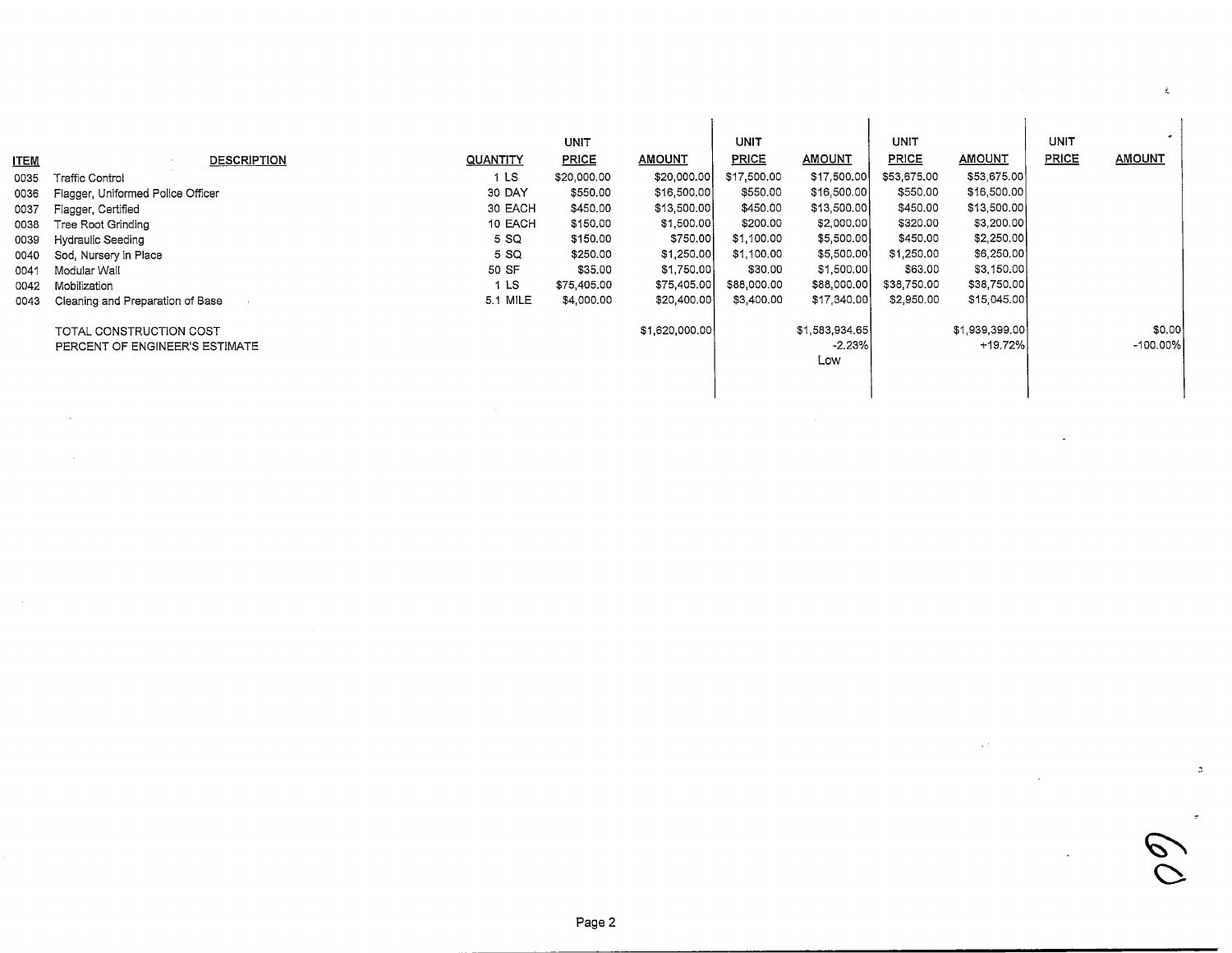| ITEM | DESCRIPTION | QUANTITY | UNIT PRICE | AMOUNT | UNIT PRICE | AMOUNT | UNIT PRICE | AMOUNT | UNIT PRICE | AMOUNT |
|---|---|---|---|---|---|---|---|---|---|---|
| 0035 | Traffic Control | 1 LS | $20,000.00 | $20,000.00 | $17,500.00 | $17,500.00 | $53,675.00 | $53,675.00 | | |
| 0036 | Flagger, Uniformed Police Officer | 30 DAY | $550.00 | $16,500.00 | $550.00 | $16,500.00 | $550.00 | $16,500.00 | | |
| 0037 | Flagger, Certified | 30 EACH | $450.00 | $13,500.00 | $450.00 | $13,500.00 | $450.00 | $13,500.00 | | |
| 0038 | Tree Root Grinding | 10 EACH | $150.00 | $1,500.00 | $200.00 | $2,000.00 | $320.00 | $3,200.00 | | |
| 0039 | Hydraulic Seeding | 5 SQ | $150.00 | $750.00 | $1,100.00 | $5,500.00 | $450.00 | $2,250.00 | | |
| 0040 | Sod, Nursery in Place | 5 SQ | $250.00 | $1,250.00 | $1,100.00 | $5,500.00 | $1,250.00 | $6,250.00 | | |
| 0041 | Modular Wall | 50 SF | $35.00 | $1,750.00 | $30.00 | $1,500.00 | $63.00 | $3,150.00 | | |
| 0042 | Mobilization | 1 LS | $75,405.00 | $75,405.00 | $88,000.00 | $88,000.00 | $38,750.00 | $38,750.00 | | |
| 0043 | Cleaning and Preparation of Base | 5.1 MILE | $4,000.00 | $20,400.00 | $3,400.00 | $17,340.00 | $2,950.00 | $15,045.00 | | |
| | TOTAL CONSTRUCTION COST | | | $1,620,000.00 | | $1,583,934.65 | | $1,939,399.00 | | $0.00 |
| | PERCENT OF ENGINEER'S ESTIMATE | | | | | -2.23% | | +19.72% | | -100.00% |
| | | | | | | Low | | | | |